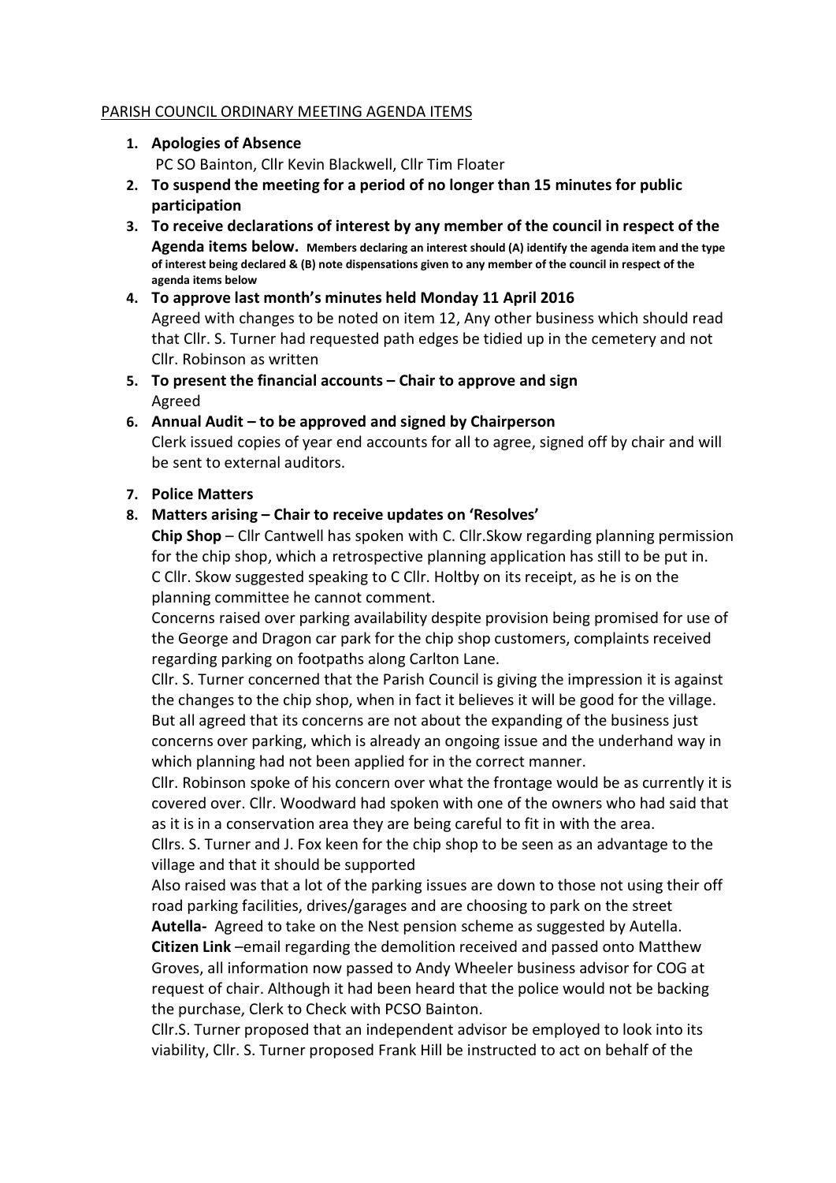PARISH COUNCIL ORDINARY MEETING AGENDA ITEMS

1. **Apologies of Absence**
   PC SO Bainton, Cllr Kevin Blackwell, Cllr Tim Floater
2. **To suspend the meeting for a period of no longer than 15 minutes for public participation**
3. **To receive declarations of interest by any member of the council in respect of the Agenda items below.** **Members declaring an interest should (A) identify the agenda item and the type of interest being declared & (B) note dispensations given to any member of the council in respect of the agenda items below**
4. **To approve last month's minutes held Monday 11 April 2016**
   Agreed with changes to be noted on item 12, Any other business which should read that Cllr. S. Turner had requested path edges be tidied up in the cemetery and not Cllr. Robinson as written
5. **To present the financial accounts – Chair to approve and sign**
   Agreed
6. **Annual Audit – to be approved and signed by Chairperson**
   Clerk issued copies of year end accounts for all to agree, signed off by chair and will be sent to external auditors.
7. **Police Matters**
8. **Matters arising – Chair to receive updates on 'Resolves'**
   **Chip Shop** – Cllr Cantwell has spoken with C. Cllr.Skow regarding planning permission for the chip shop, which a retrospective planning application has still to be put in. C Cllr. Skow suggested speaking to C Cllr. Holtby on its receipt, as he is on the planning committee he cannot comment.
   Concerns raised over parking availability despite provision being promised for use of the George and Dragon car park for the chip shop customers, complaints received regarding parking on footpaths along Carlton Lane.
   Cllr. S. Turner concerned that the Parish Council is giving the impression it is against the changes to the chip shop, when in fact it believes it will be good for the village. But all agreed that its concerns are not about the expanding of the business just concerns over parking, which is already an ongoing issue and the underhand way in which planning had not been applied for in the correct manner.
   Cllr. Robinson spoke of his concern over what the frontage would be as currently it is covered over. Cllr. Woodward had spoken with one of the owners who had said that as it is in a conservation area they are being careful to fit in with the area.
   Cllrs. S. Turner and J. Fox keen for the chip shop to be seen as an advantage to the village and that it should be supported
   Also raised was that a lot of the parking issues are down to those not using their off road parking facilities, drives/garages and are choosing to park on the street
   **Autella-** Agreed to take on the Nest pension scheme as suggested by Autella.
   **Citizen Link** –email regarding the demolition received and passed onto Matthew Groves, all information now passed to Andy Wheeler business advisor for COG at request of chair. Although it had been heard that the police would not be backing the purchase, Clerk to Check with PCSO Bainton.
   Cllr.S. Turner proposed that an independent advisor be employed to look into its viability, Cllr. S. Turner proposed Frank Hill be instructed to act on behalf of the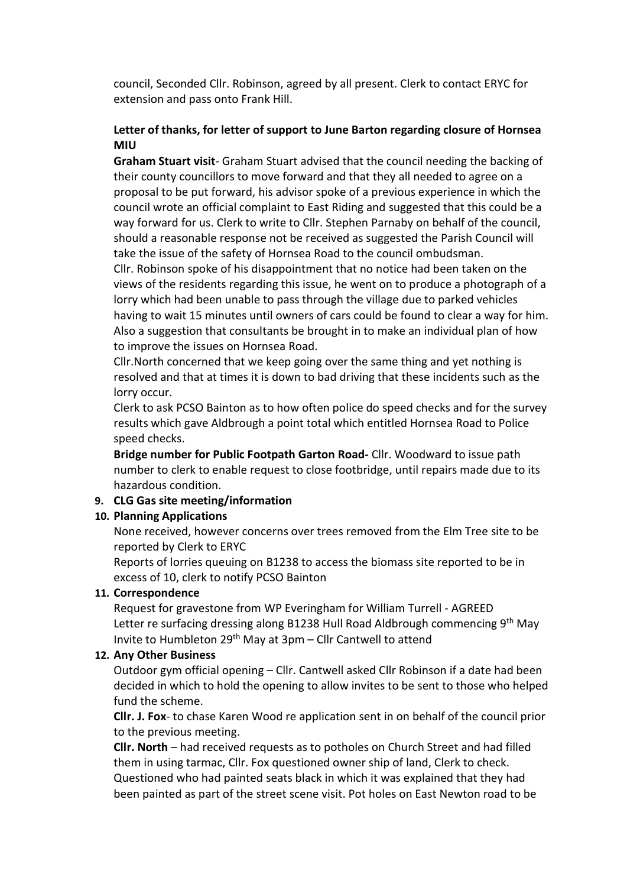council, Seconded Cllr. Robinson, agreed by all present. Clerk to contact ERYC for extension and pass onto Frank Hill.

**Letter of thanks, for letter of support to June Barton regarding closure of Hornsea MIU**

**Graham Stuart visit**- Graham Stuart advised that the council needing the backing of their county councillors to move forward and that they all needed to agree on a proposal to be put forward, his advisor spoke of a previous experience in which the council wrote an official complaint to East Riding and suggested that this could be a way forward for us. Clerk to write to Cllr. Stephen Parnaby on behalf of the council, should a reasonable response not be received as suggested the Parish Council will take the issue of the safety of Hornsea Road to the council ombudsman.

Cllr. Robinson spoke of his disappointment that no notice had been taken on the views of the residents regarding this issue, he went on to produce a photograph of a lorry which had been unable to pass through the village due to parked vehicles having to wait 15 minutes until owners of cars could be found to clear a way for him. Also a suggestion that consultants be brought in to make an individual plan of how to improve the issues on Hornsea Road.

Cllr.North concerned that we keep going over the same thing and yet nothing is resolved and that at times it is down to bad driving that these incidents such as the lorry occur.

Clerk to ask PCSO Bainton as to how often police do speed checks and for the survey results which gave Aldbrough a point total which entitled Hornsea Road to Police speed checks.

**Bridge number for Public Footpath Garton Road-** Cllr. Woodward to issue path number to clerk to enable request to close footbridge, until repairs made due to its hazardous condition.

9. **CLG Gas site meeting/information**
10. **Planning Applications**

    None received, however concerns over trees removed from the Elm Tree site to be reported by Clerk to ERYC

    Reports of lorries queuing on B1238 to access the biomass site reported to be in excess of 10, clerk to notify PCSO Bainton

11. **Correspondence**

    Request for gravestone from WP Everingham for William Turrell - AGREED

    Letter re surfacing dressing along B1238 Hull Road Aldbrough commencing 9th May

    Invite to Humbleton 29th May at 3pm – Cllr Cantwell to attend

12. **Any Other Business**

    Outdoor gym official opening – Cllr. Cantwell asked Cllr Robinson if a date had been decided in which to hold the opening to allow invites to be sent to those who helped fund the scheme.

    **Cllr. J. Fox**- to chase Karen Wood re application sent in on behalf of the council prior to the previous meeting.

    **Cllr. North** – had received requests as to potholes on Church Street and had filled them in using tarmac, Cllr. Fox questioned owner ship of land, Clerk to check. Questioned who had painted seats black in which it was explained that they had been painted as part of the street scene visit. Pot holes on East Newton road to be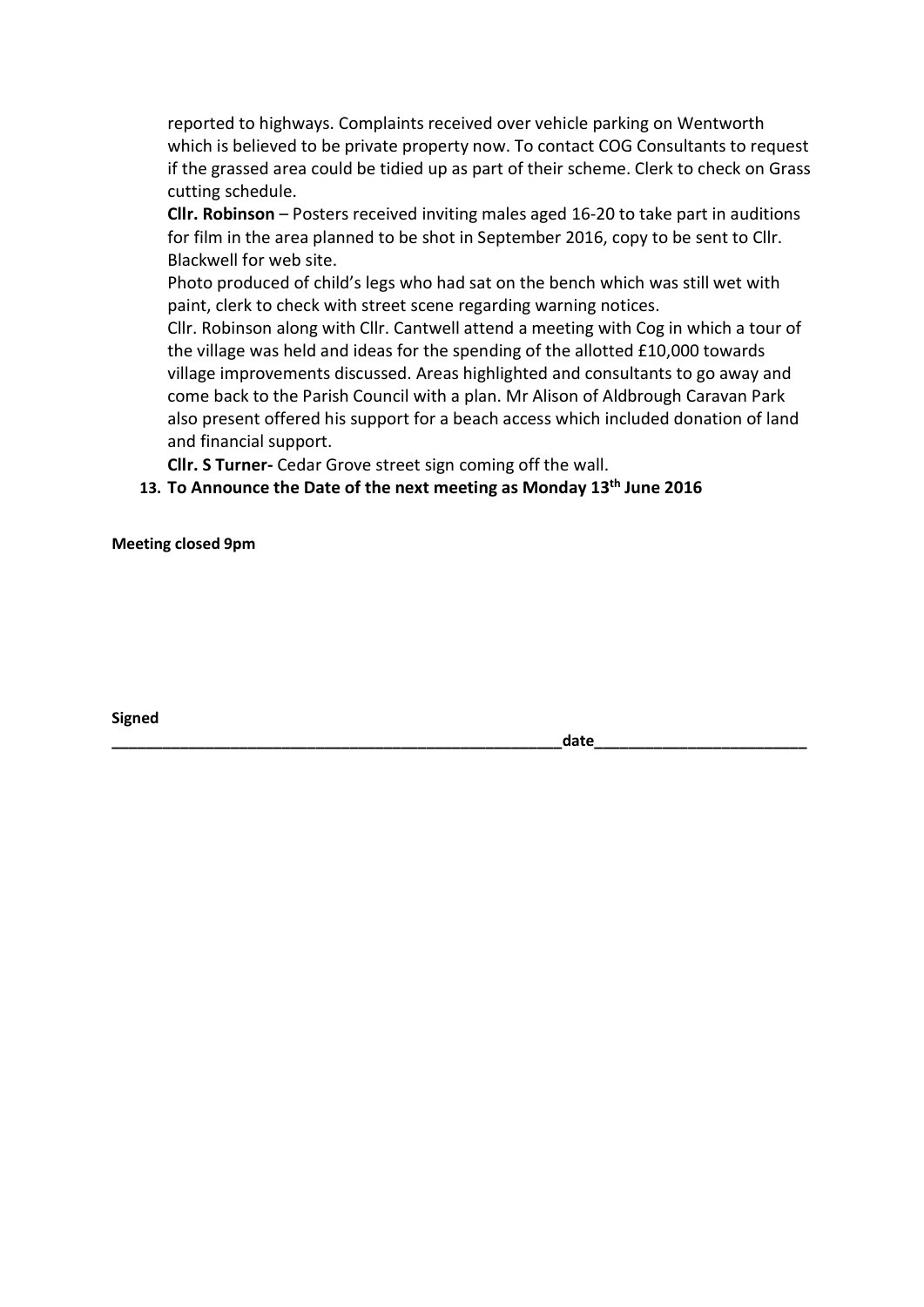reported to highways. Complaints received over vehicle parking on Wentworth which is believed to be private property now. To contact COG Consultants to request if the grassed area could be tidied up as part of their scheme. Clerk to check on Grass cutting schedule.

**Cllr. Robinson** – Posters received inviting males aged 16-20 to take part in auditions for film in the area planned to be shot in September 2016, copy to be sent to Cllr. Blackwell for web site.

Photo produced of child's legs who had sat on the bench which was still wet with paint, clerk to check with street scene regarding warning notices.

Cllr. Robinson along with Cllr. Cantwell attend a meeting with Cog in which a tour of the village was held and ideas for the spending of the allotted £10,000 towards village improvements discussed. Areas highlighted and consultants to go away and come back to the Parish Council with a plan. Mr Alison of Aldbrough Caravan Park also present offered his support for a beach access which included donation of land and financial support.

**Cllr. S Turner-** Cedar Grove street sign coming off the wall.

**13. To Announce the Date of the next meeting as Monday 13th June 2016**

**Meeting closed 9pm**

**Signed**

**\_\_\_\_\_\_\_\_\_\_\_\_\_\_\_\_\_\_\_\_\_\_\_\_\_\_\_\_\_\_\_\_\_\_\_\_\_\_\_\_\_\_\_\_\_\_\_\_\_\_\_date\_\_\_\_\_\_\_\_\_\_\_\_\_\_\_\_\_\_\_\_\_\_\_\_**